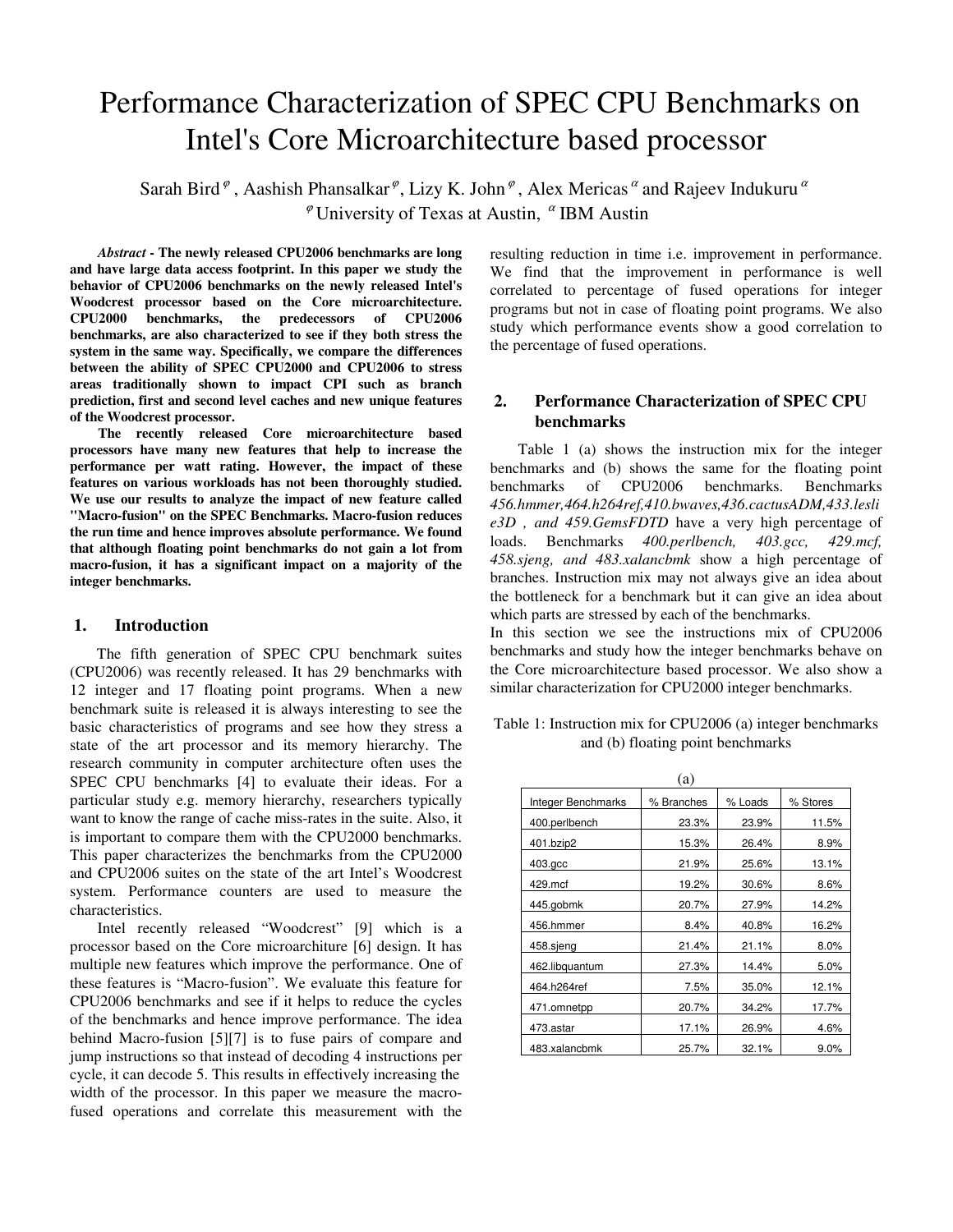# Performance Characterization of SPEC CPU Benchmarks on Intel's Core Microarchitecture based processor

Sarah Bird [φ], Aashish Phansalkar [φ], Lizy K. John [φ], Alex Mericas [α] and Rajeev Indukuru [α]

[φ] University of Texas at Austin, [α] IBM Austin

***Abstract*** **- The newly released CPU2006 benchmarks are long and have large data access footprint. In this paper we study the behavior of CPU2006 benchmarks on the newly released Intel's Woodcrest processor based on the Core microarchitecture. CPU2000 benchmarks, the predecessors of CPU2006 benchmarks, are also characterized to see if they both stress the system in the same way. Specifically, we compare the differences between the ability of SPEC CPU2000 and CPU2006 to stress areas traditionally shown to impact CPI such as branch prediction, first and second level caches and new unique features of the Woodcrest processor.**

**The recently released Core microarchitecture based processors have many new features that help to increase the performance per watt rating. However, the impact of these features on various workloads has not been thoroughly studied. We use our results to analyze the impact of new feature called "Macro-fusion" on the SPEC Benchmarks. Macro-fusion reduces the run time and hence improves absolute performance. We found that although floating point benchmarks do not gain a lot from macro-fusion, it has a significant impact on a majority of the integer benchmarks.**

## 1. Introduction

The fifth generation of SPEC CPU benchmark suites (CPU2006) was recently released. It has 29 benchmarks with 12 integer and 17 floating point programs. When a new benchmark suite is released it is always interesting to see the basic characteristics of programs and see how they stress a state of the art processor and its memory hierarchy. The research community in computer architecture often uses the SPEC CPU benchmarks [4] to evaluate their ideas. For a particular study e.g. memory hierarchy, researchers typically want to know the range of cache miss-rates in the suite. Also, it is important to compare them with the CPU2000 benchmarks. This paper characterizes the benchmarks from the CPU2000 and CPU2006 suites on the state of the art Intel's Woodcrest system. Performance counters are used to measure the characteristics.

Intel recently released "Woodcrest" [9] which is a processor based on the Core microarchiture [6] design. It has multiple new features which improve the performance. One of these features is "Macro-fusion". We evaluate this feature for CPU2006 benchmarks and see if it helps to reduce the cycles of the benchmarks and hence improve performance. The idea behind Macro-fusion [5][7] is to fuse pairs of compare and jump instructions so that instead of decoding 4 instructions per cycle, it can decode 5. This results in effectively increasing the width of the processor. In this paper we measure the macro-fused operations and correlate this measurement with the resulting reduction in time i.e. improvement in performance. We find that the improvement in performance is well correlated to percentage of fused operations for integer programs but not in case of floating point programs. We also study which performance events show a good correlation to the percentage of fused operations.

## 2. Performance Characterization of SPEC CPU benchmarks

Table 1 (a) shows the instruction mix for the integer benchmarks and (b) shows the same for the floating point benchmarks of CPU2006 benchmarks. Benchmarks *456.hmmer,464.h264ref,410.bwaves,436.cactusADM,433.leslie3D , and 459.GemsFDTD* have a very high percentage of loads. Benchmarks *400.perlbench, 403.gcc, 429.mcf, 458.sjeng, and 483.xalancbmk* show a high percentage of branches. Instruction mix may not always give an idea about the bottleneck for a benchmark but it can give an idea about which parts are stressed by each of the benchmarks.

In this section we see the instructions mix of CPU2006 benchmarks and study how the integer benchmarks behave on the Core microarchitecture based processor. We also show a similar characterization for CPU2000 integer benchmarks.

Table 1: Instruction mix for CPU2006 (a) integer benchmarks and (b) floating point benchmarks

(a)

| Integer Benchmarks | % Branches | % Loads | % Stores |
|---|---|---|---|
| 400.perlbench | 23.3% | 23.9% | 11.5% |
| 401.bzip2 | 15.3% | 26.4% | 8.9% |
| 403.gcc | 21.9% | 25.6% | 13.1% |
| 429.mcf | 19.2% | 30.6% | 8.6% |
| 445.gobmk | 20.7% | 27.9% | 14.2% |
| 456.hmmer | 8.4% | 40.8% | 16.2% |
| 458.sjeng | 21.4% | 21.1% | 8.0% |
| 462.libquantum | 27.3% | 14.4% | 5.0% |
| 464.h264ref | 7.5% | 35.0% | 12.1% |
| 471.omnetpp | 20.7% | 34.2% | 17.7% |
| 473.astar | 17.1% | 26.9% | 4.6% |
| 483.xalancbmk | 25.7% | 32.1% | 9.0% |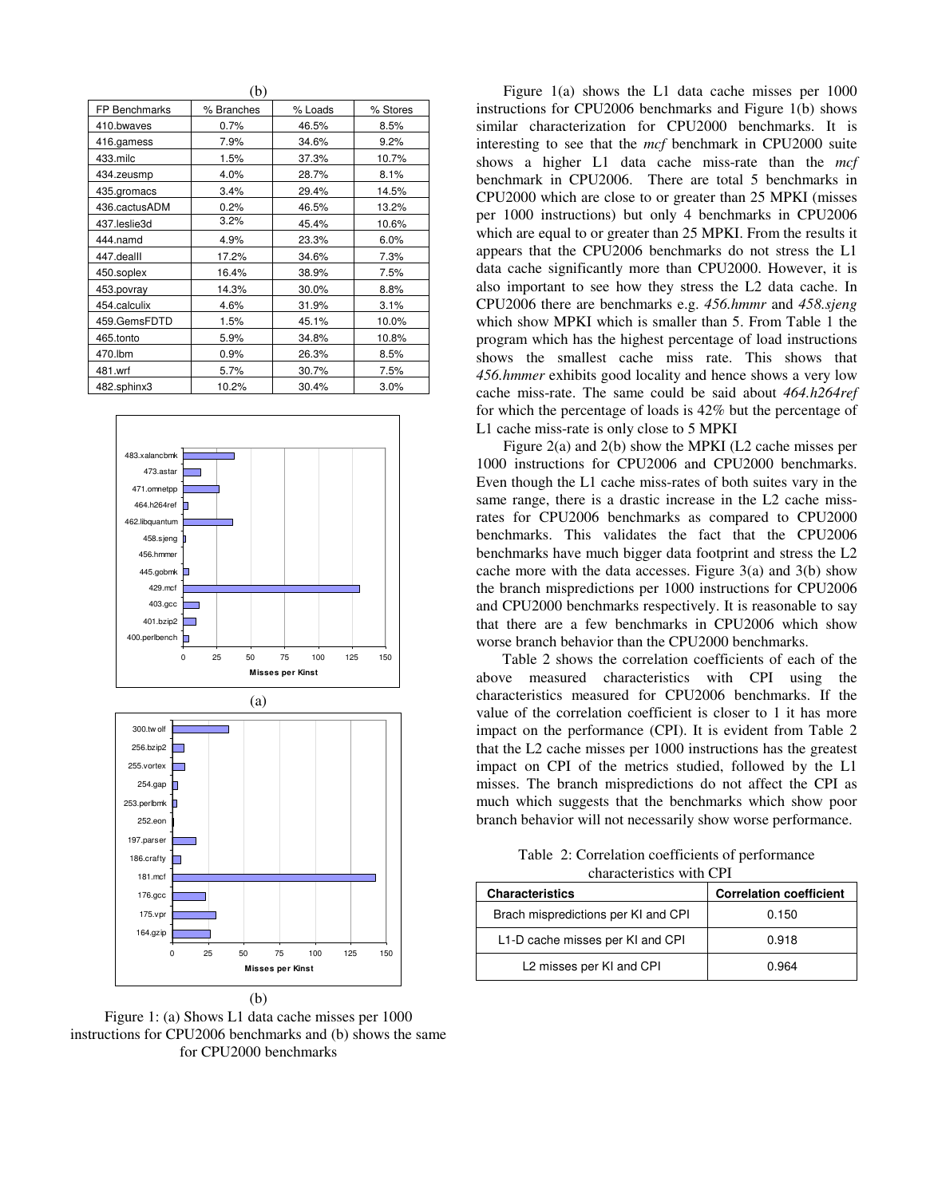(b)

| FP Benchmarks | % Branches | % Loads | % Stores |
|---|---|---|---|
| 410.bwaves | 0.7% | 46.5% | 8.5% |
| 416.gamess | 7.9% | 34.6% | 9.2% |
| 433.milc | 1.5% | 37.3% | 10.7% |
| 434.zeusmp | 4.0% | 28.7% | 8.1% |
| 435.gromacs | 3.4% | 29.4% | 14.5% |
| 436.cactusADM | 0.2% | 46.5% | 13.2% |
| 437.leslie3d | 3.2% | 45.4% | 10.6% |
| 444.namd | 4.9% | 23.3% | 6.0% |
| 447.dealII | 17.2% | 34.6% | 7.3% |
| 450.soplex | 16.4% | 38.9% | 7.5% |
| 453.povray | 14.3% | 30.0% | 8.8% |
| 454.calculix | 4.6% | 31.9% | 3.1% |
| 459.GemsFDTD | 1.5% | 45.1% | 10.0% |
| 465.tonto | 5.9% | 34.8% | 10.8% |
| 470.lbm | 0.9% | 26.3% | 8.5% |
| 481.wrf | 5.7% | 30.7% | 7.5% |
| 482.sphinx3 | 10.2% | 30.4% | 3.0% |

(a)

(b)

Figure 1: (a) Shows L1 data cache misses per 1000 instructions for CPU2006 benchmarks and (b) shows the same for CPU2000 benchmarks

Figure 1(a) shows the L1 data cache misses per 1000 instructions for CPU2006 benchmarks and Figure 1(b) shows similar characterization for CPU2000 benchmarks. It is interesting to see that the *mcf* benchmark in CPU2000 suite shows a higher L1 data cache miss-rate than the *mcf* benchmark in CPU2006. There are total 5 benchmarks in CPU2000 which are close to or greater than 25 MPKI (misses per 1000 instructions) but only 4 benchmarks in CPU2006 which are equal to or greater than 25 MPKI. From the results it appears that the CPU2006 benchmarks do not stress the L1 data cache significantly more than CPU2000. However, it is also important to see how they stress the L2 data cache. In CPU2006 there are benchmarks e.g. *456.hmmr* and *458.sjeng* which show MPKI which is smaller than 5. From Table 1 the program which has the highest percentage of load instructions shows the smallest cache miss rate. This shows that *456.hmmer* exhibits good locality and hence shows a very low cache miss-rate. The same could be said about *464.h264ref* for which the percentage of loads is 42% but the percentage of L1 cache miss-rate is only close to 5 MPKI

Figure 2(a) and 2(b) show the MPKI (L2 cache misses per 1000 instructions for CPU2006 and CPU2000 benchmarks. Even though the L1 cache miss-rates of both suites vary in the same range, there is a drastic increase in the L2 cache miss-rates for CPU2006 benchmarks as compared to CPU2000 benchmarks. This validates the fact that the CPU2006 benchmarks have much bigger data footprint and stress the L2 cache more with the data accesses. Figure 3(a) and 3(b) show the branch mispredictions per 1000 instructions for CPU2006 and CPU2000 benchmarks respectively. It is reasonable to say that there are a few benchmarks in CPU2006 which show worse branch behavior than the CPU2000 benchmarks.

Table 2 shows the correlation coefficients of each of the above measured characteristics with CPI using the characteristics measured for CPU2006 benchmarks. If the value of the correlation coefficient is closer to 1 it has more impact on the performance (CPI). It is evident from Table 2 that the L2 cache misses per 1000 instructions has the greatest impact on CPI of the metrics studied, followed by the L1 misses. The branch mispredictions do not affect the CPI as much which suggests that the benchmarks which show poor branch behavior will not necessarily show worse performance.

Table 2: Correlation coefficients of performance characteristics with CPI

| Characteristics | Correlation coefficient |
|---|---|
| Brach mispredictions per KI and CPI | 0.150 |
| L1-D cache misses per KI and CPI | 0.918 |
| L2 misses per KI and CPI | 0.964 |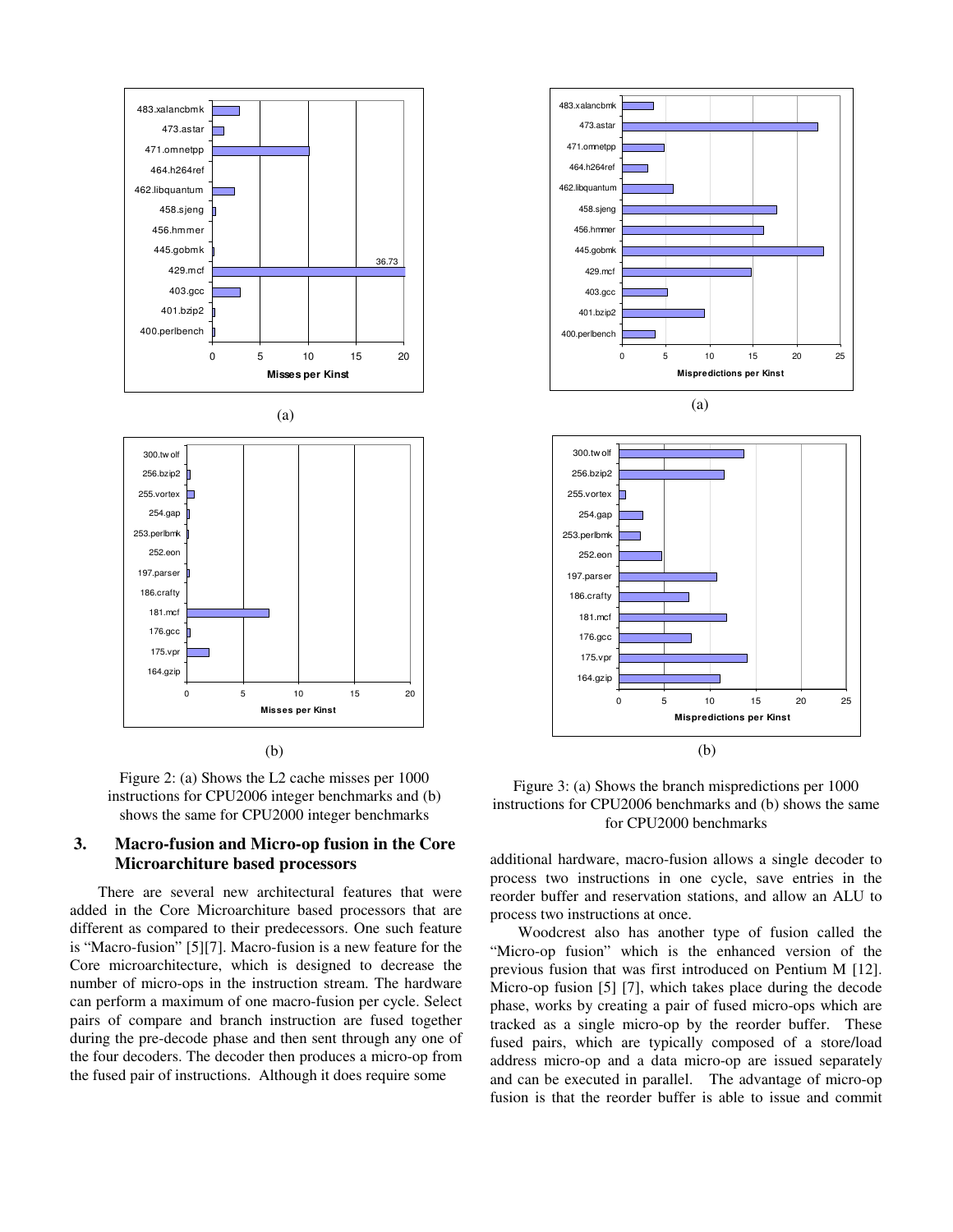Figure 2: (a) Shows the L2 cache misses per 1000 instructions for CPU2006 integer benchmarks and (b) shows the same for CPU2000 integer benchmarks

Figure 3: (a) Shows the branch mispredictions per 1000 instructions for CPU2006 benchmarks and (b) shows the same for CPU2000 benchmarks

## 3. Macro-fusion and Micro-op fusion in the Core Microarchiture based processors

There are several new architectural features that were added in the Core Microarchiture based processors that are different as compared to their predecessors. One such feature is "Macro-fusion" [5][7]. Macro-fusion is a new feature for the Core microarchitecture, which is designed to decrease the number of micro-ops in the instruction stream. The hardware can perform a maximum of one macro-fusion per cycle. Select pairs of compare and branch instruction are fused together during the pre-decode phase and then sent through any one of the four decoders. The decoder then produces a micro-op from the fused pair of instructions. Although it does require some additional hardware, macro-fusion allows a single decoder to process two instructions in one cycle, save entries in the reorder buffer and reservation stations, and allow an ALU to process two instructions at once.

Woodcrest also has another type of fusion called the "Micro-op fusion" which is the enhanced version of the previous fusion that was first introduced on Pentium M [12]. Micro-op fusion [5] [7], which takes place during the decode phase, works by creating a pair of fused micro-ops which are tracked as a single micro-op by the reorder buffer. These fused pairs, which are typically composed of a store/load address micro-op and a data micro-op are issued separately and can be executed in parallel. The advantage of micro-op fusion is that the reorder buffer is able to issue and commit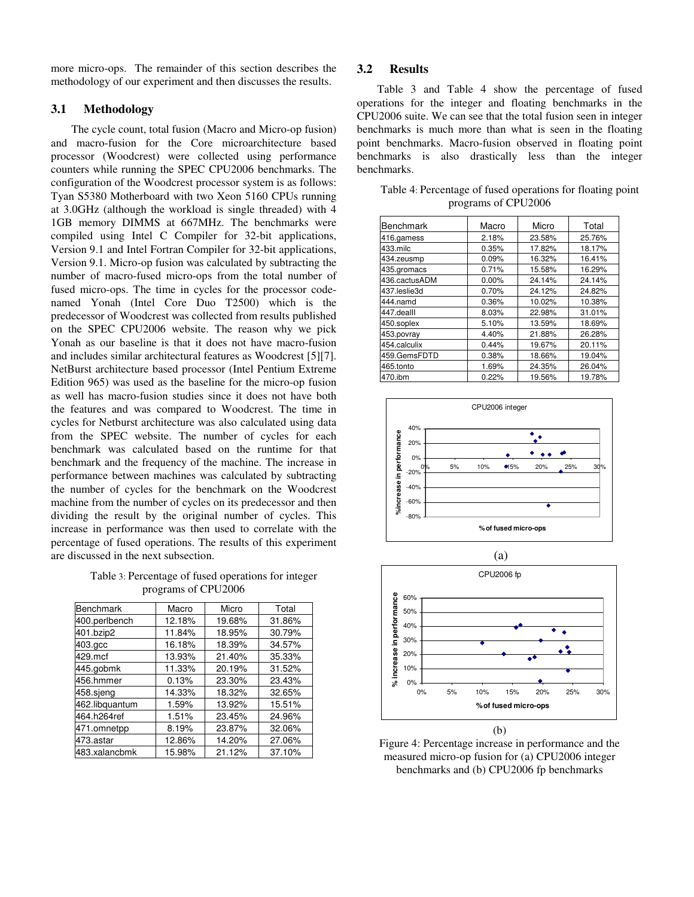more micro-ops. The remainder of this section describes the methodology of our experiment and then discusses the results.

### 3.1 Methodology

The cycle count, total fusion (Macro and Micro-op fusion) and macro-fusion for the Core microarchitecture based processor (Woodcrest) were collected using performance counters while running the SPEC CPU2006 benchmarks. The configuration of the Woodcrest processor system is as follows: Tyan S5380 Motherboard with two Xeon 5160 CPUs running at 3.0GHz (although the workload is single threaded) with 4 1GB memory DIMMS at 667MHz. The benchmarks were compiled using Intel C Compiler for 32-bit applications, Version 9.1 and Intel Fortran Compiler for 32-bit applications, Version 9.1. Micro-op fusion was calculated by subtracting the number of macro-fused micro-ops from the total number of fused micro-ops. The time in cycles for the processor code-named Yonah (Intel Core Duo T2500) which is the predecessor of Woodcrest was collected from results published on the SPEC CPU2006 website. The reason why we pick Yonah as our baseline is that it does not have macro-fusion and includes similar architectural features as Woodcrest [5][7]. NetBurst architecture based processor (Intel Pentium Extreme Edition 965) was used as the baseline for the micro-op fusion as well has macro-fusion studies since it does not have both the features and was compared to Woodcrest. The time in cycles for Netburst architecture was also calculated using data from the SPEC website. The number of cycles for each benchmark was calculated based on the runtime for that benchmark and the frequency of the machine. The increase in performance between machines was calculated by subtracting the number of cycles for the benchmark on the Woodcrest machine from the number of cycles on its predecessor and then dividing the result by the original number of cycles. This increase in performance was then used to correlate with the percentage of fused operations. The results of this experiment are discussed in the next subsection.

Table 3: Percentage of fused operations for integer programs of CPU2006

| Benchmark | Macro | Micro | Total |
|---|---|---|---|
| 400.perlbench | 12.18% | 19.68% | 31.86% |
| 401.bzip2 | 11.84% | 18.95% | 30.79% |
| 403.gcc | 16.18% | 18.39% | 34.57% |
| 429.mcf | 13.93% | 21.40% | 35.33% |
| 445.gobmk | 11.33% | 20.19% | 31.52% |
| 456.hmmer | 0.13% | 23.30% | 23.43% |
| 458.sjeng | 14.33% | 18.32% | 32.65% |
| 462.libquantum | 1.59% | 13.92% | 15.51% |
| 464.h264ref | 1.51% | 23.45% | 24.96% |
| 471.omnetpp | 8.19% | 23.87% | 32.06% |
| 473.astar | 12.86% | 14.20% | 27.06% |
| 483.xalancbmk | 15.98% | 21.12% | 37.10% |

### 3.2 Results

Table 3 and Table 4 show the percentage of fused operations for the integer and floating benchmarks in the CPU2006 suite. We can see that the total fusion seen in integer benchmarks is much more than what is seen in the floating point benchmarks. Macro-fusion observed in floating point benchmarks is also drastically less than the integer benchmarks.

Table 4: Percentage of fused operations for floating point programs of CPU2006

| Benchmark | Macro | Micro | Total |
|---|---|---|---|
| 416.gamess | 2.18% | 23.58% | 25.76% |
| 433.milc | 0.35% | 17.82% | 18.17% |
| 434.zeusmp | 0.09% | 16.32% | 16.41% |
| 435.gromacs | 0.71% | 15.58% | 16.29% |
| 436.cactusADM | 0.00% | 24.14% | 24.14% |
| 437.leslie3d | 0.70% | 24.12% | 24.82% |
| 444.namd | 0.36% | 10.02% | 10.38% |
| 447.dealII | 8.03% | 22.98% | 31.01% |
| 450.soplex | 5.10% | 13.59% | 18.69% |
| 453.povray | 4.40% | 21.88% | 26.28% |
| 454.calculix | 0.44% | 19.67% | 20.11% |
| 459.GemsFDTD | 0.38% | 18.66% | 19.04% |
| 465.tonto | 1.69% | 24.35% | 26.04% |
| 470.ibm | 0.22% | 19.56% | 19.78% |

(a)

(b)

Figure 4: Percentage increase in performance and the measured micro-op fusion for (a) CPU2006 integer benchmarks and (b) CPU2006 fp benchmarks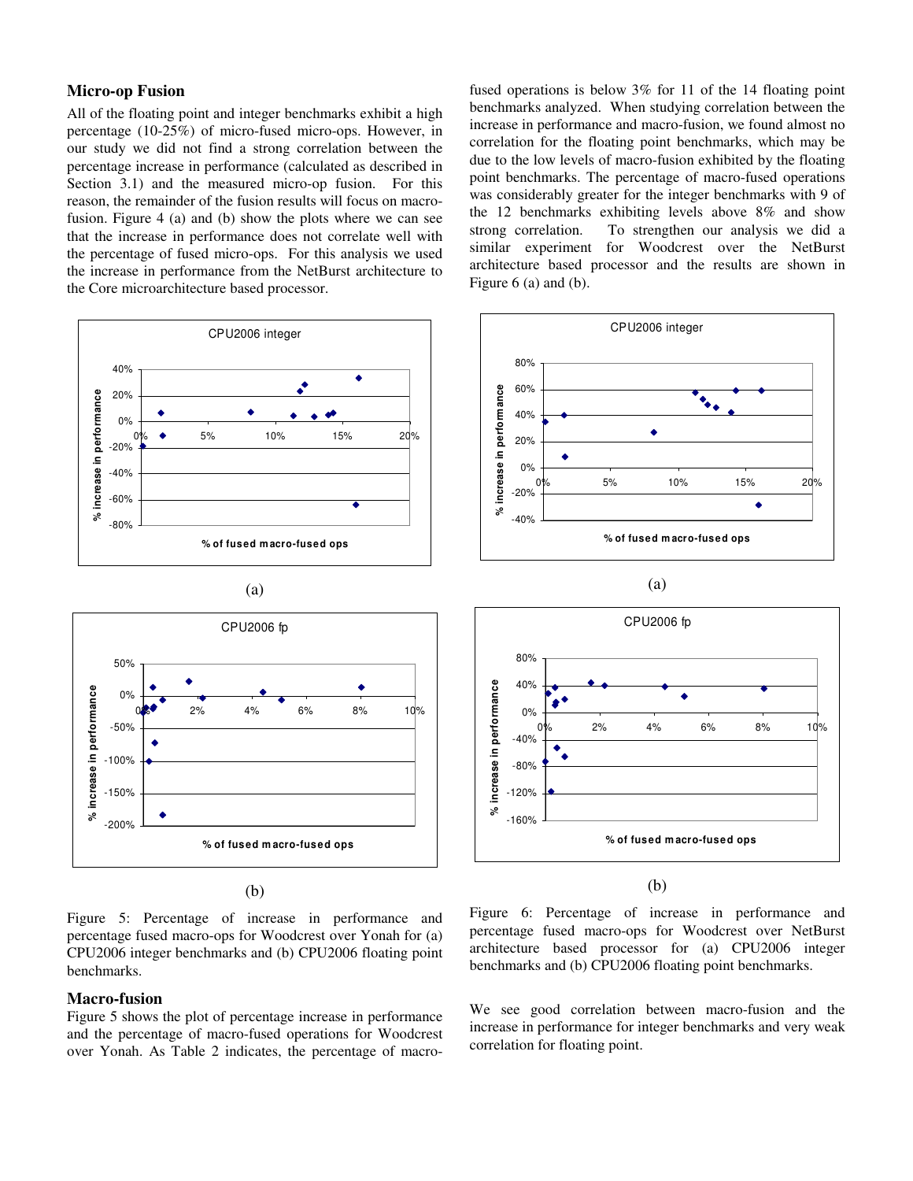### Micro-op Fusion

All of the floating point and integer benchmarks exhibit a high percentage (10-25%) of micro-fused micro-ops. However, in our study we did not find a strong correlation between the percentage increase in performance (calculated as described in Section 3.1) and the measured micro-op fusion. For this reason, the remainder of the fusion results will focus on macro-fusion. Figure 4 (a) and (b) show the plots where we can see that the increase in performance does not correlate well with the percentage of fused micro-ops. For this analysis we used the increase in performance from the NetBurst architecture to the Core microarchitecture based processor.

Figure 5: Percentage of increase in performance and percentage fused macro-ops for Woodcrest over Yonah for (a) CPU2006 integer benchmarks and (b) CPU2006 floating point benchmarks.

### Macro-fusion

Figure 5 shows the plot of percentage increase in performance and the percentage of macro-fused operations for Woodcrest over Yonah. As Table 2 indicates, the percentage of macro-fused operations is below 3% for 11 of the 14 floating point benchmarks analyzed. When studying correlation between the increase in performance and macro-fusion, we found almost no correlation for the floating point benchmarks, which may be due to the low levels of macro-fusion exhibited by the floating point benchmarks. The percentage of macro-fused operations was considerably greater for the integer benchmarks with 9 of the 12 benchmarks exhibiting levels above 8% and show strong correlation. To strengthen our analysis we did a similar experiment for Woodcrest over the NetBurst architecture based processor and the results are shown in Figure 6 (a) and (b).

Figure 6: Percentage of increase in performance and percentage fused macro-ops for Woodcrest over NetBurst architecture based processor for (a) CPU2006 integer benchmarks and (b) CPU2006 floating point benchmarks.

We see good correlation between macro-fusion and the increase in performance for integer benchmarks and very weak correlation for floating point.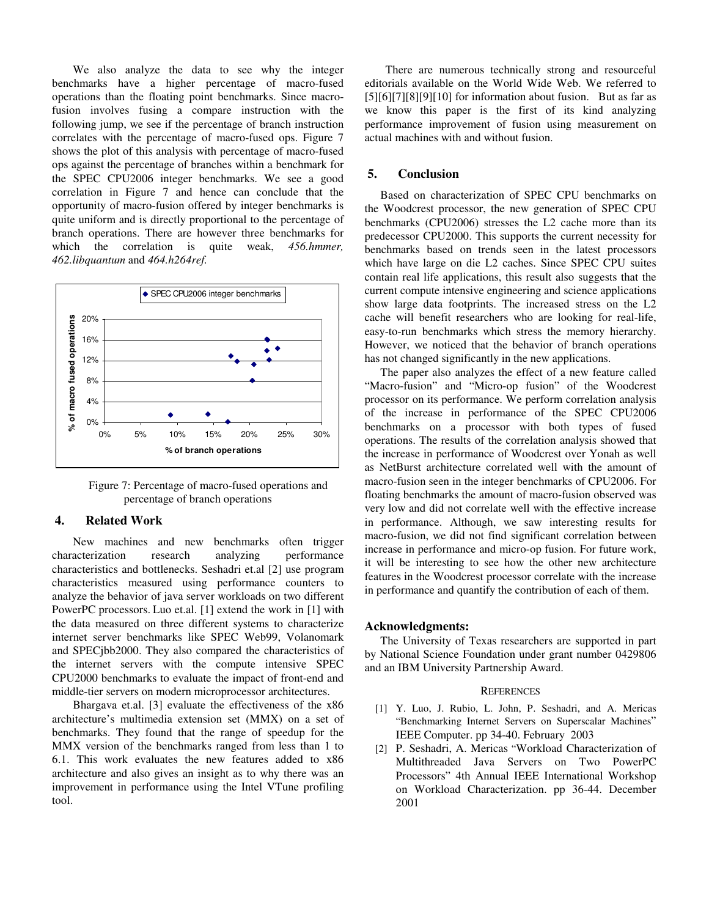We also analyze the data to see why the integer benchmarks have a higher percentage of macro-fused operations than the floating point benchmarks. Since macro-fusion involves fusing a compare instruction with the following jump, we see if the percentage of branch instruction correlates with the percentage of macro-fused ops. Figure 7 shows the plot of this analysis with percentage of macro-fused ops against the percentage of branches within a benchmark for the SPEC CPU2006 integer benchmarks. We see a good correlation in Figure 7 and hence can conclude that the opportunity of macro-fusion offered by integer benchmarks is quite uniform and is directly proportional to the percentage of branch operations. There are however three benchmarks for which the correlation is quite weak, *456.hmmer, 462.libquantum* and *464.h264ref.*

Figure 7: Percentage of macro-fused operations and percentage of branch operations

## 4. Related Work

New machines and new benchmarks often trigger characterization research analyzing performance characteristics and bottlenecks. Seshadri et.al [2] use program characteristics measured using performance counters to analyze the behavior of java server workloads on two different PowerPC processors. Luo et.al. [1] extend the work in [1] with the data measured on three different systems to characterize internet server benchmarks like SPEC Web99, Volanomark and SPECjbb2000. They also compared the characteristics of the internet servers with the compute intensive SPEC CPU2000 benchmarks to evaluate the impact of front-end and middle-tier servers on modern microprocessor architectures.

Bhargava et.al. [3] evaluate the effectiveness of the x86 architecture's multimedia extension set (MMX) on a set of benchmarks. They found that the range of speedup for the MMX version of the benchmarks ranged from less than 1 to 6.1. This work evaluates the new features added to x86 architecture and also gives an insight as to why there was an improvement in performance using the Intel VTune profiling tool.

There are numerous technically strong and resourceful editorials available on the World Wide Web. We referred to [5][6][7][8][9][10] for information about fusion. But as far as we know this paper is the first of its kind analyzing performance improvement of fusion using measurement on actual machines with and without fusion.

## 5. Conclusion

Based on characterization of SPEC CPU benchmarks on the Woodcrest processor, the new generation of SPEC CPU benchmarks (CPU2006) stresses the L2 cache more than its predecessor CPU2000. This supports the current necessity for benchmarks based on trends seen in the latest processors which have large on die L2 caches. Since SPEC CPU suites contain real life applications, this result also suggests that the current compute intensive engineering and science applications show large data footprints. The increased stress on the L2 cache will benefit researchers who are looking for real-life, easy-to-run benchmarks which stress the memory hierarchy. However, we noticed that the behavior of branch operations has not changed significantly in the new applications.

The paper also analyzes the effect of a new feature called "Macro-fusion" and "Micro-op fusion" of the Woodcrest processor on its performance. We perform correlation analysis of the increase in performance of the SPEC CPU2006 benchmarks on a processor with both types of fused operations. The results of the correlation analysis showed that the increase in performance of Woodcrest over Yonah as well as NetBurst architecture correlated well with the amount of macro-fusion seen in the integer benchmarks of CPU2006. For floating benchmarks the amount of macro-fusion observed was very low and did not correlate well with the effective increase in performance. Although, we saw interesting results for macro-fusion, we did not find significant correlation between increase in performance and micro-op fusion. For future work, it will be interesting to see how the other new architecture features in the Woodcrest processor correlate with the increase in performance and quantify the contribution of each of them.

### Acknowledgments:

The University of Texas researchers are supported in part by National Science Foundation under grant number 0429806 and an IBM University Partnership Award.

### REFERENCES

[1] Y. Luo, J. Rubio, L. John, P. Seshadri, and A. Mericas "Benchmarking Internet Servers on Superscalar Machines" IEEE Computer. pp 34-40. February 2003

[2] P. Seshadri, A. Mericas "Workload Characterization of Multithreaded Java Servers on Two PowerPC Processors" 4th Annual IEEE International Workshop on Workload Characterization. pp 36-44. December 2001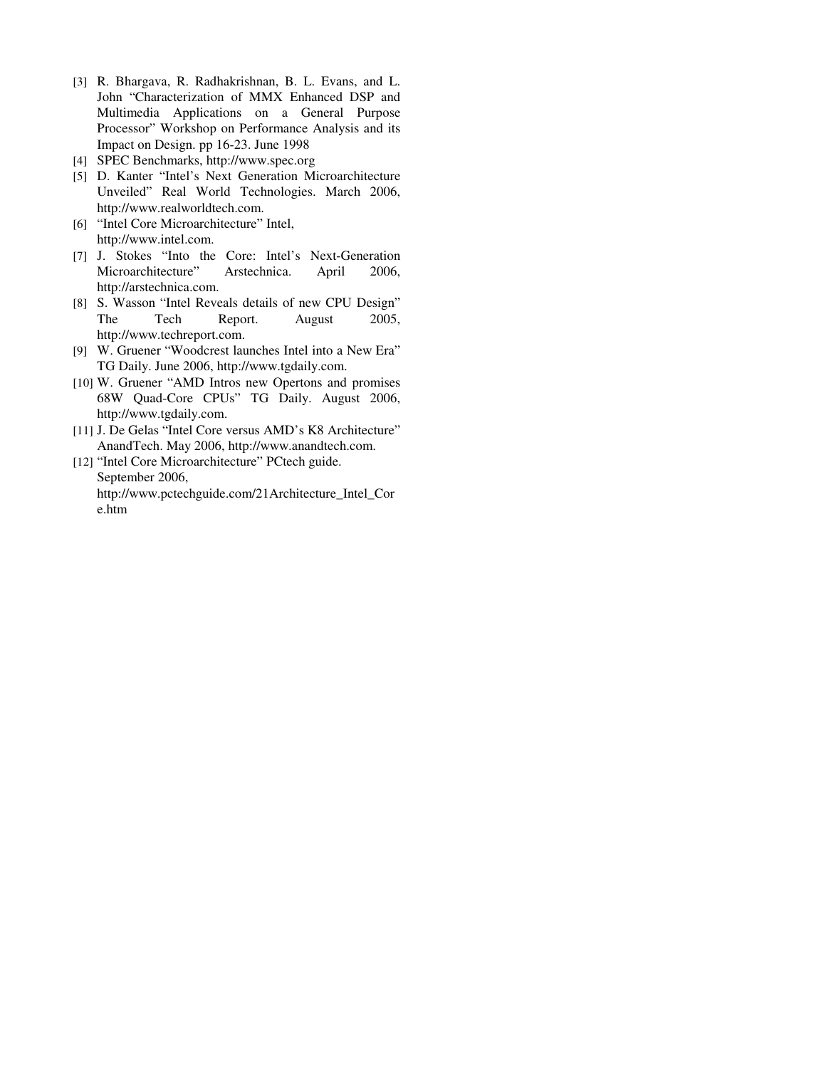[3] R. Bhargava, R. Radhakrishnan, B. L. Evans, and L. John "Characterization of MMX Enhanced DSP and Multimedia Applications on a General Purpose Processor" Workshop on Performance Analysis and its Impact on Design. pp 16-23. June 1998

[4] SPEC Benchmarks, http://www.spec.org

[5] D. Kanter "Intel's Next Generation Microarchitecture Unveiled" Real World Technologies. March 2006, http://www.realworldtech.com.

[6] "Intel Core Microarchitecture" Intel, http://www.intel.com.

[7] J. Stokes "Into the Core: Intel's Next-Generation Microarchitecture" Arstechnica. April 2006, http://arstechnica.com.

[8] S. Wasson "Intel Reveals details of new CPU Design" The Tech Report. August 2005, http://www.techreport.com.

[9] W. Gruener "Woodcrest launches Intel into a New Era" TG Daily. June 2006, http://www.tgdaily.com.

[10] W. Gruener "AMD Intros new Opertons and promises 68W Quad-Core CPUs" TG Daily. August 2006, http://www.tgdaily.com.

[11] J. De Gelas "Intel Core versus AMD's K8 Architecture" AnandTech. May 2006, http://www.anandtech.com.

[12] "Intel Core Microarchitecture" PCtech guide. September 2006, http://www.pctechguide.com/21Architecture_Intel_Core.htm